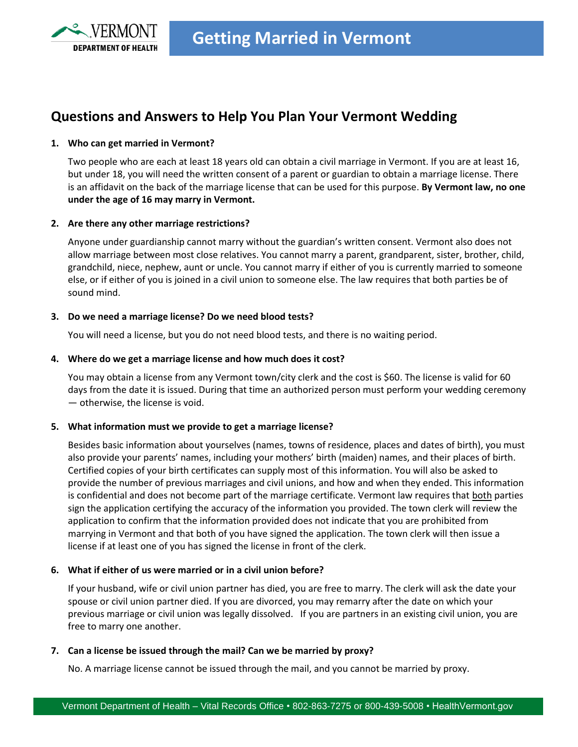VERMONT DEPARTMENT OF HEALTH

# Getting Married in Vermont

## Questions and Answers to Help You Plan Your Vermont Wedding

1. **Who can get married in Vermont?**

   Two people who are each at least 18 years old can obtain a civil marriage in Vermont. If you are at least 16, but under 18, you will need the written consent of a parent or guardian to obtain a marriage license. There is an affidavit on the back of the marriage license that can be used for this purpose. **By Vermont law, no one under the age of 16 may marry in Vermont.**

2. **Are there any other marriage restrictions?**

   Anyone under guardianship cannot marry without the guardian's written consent. Vermont also does not allow marriage between most close relatives. You cannot marry a parent, grandparent, sister, brother, child, grandchild, niece, nephew, aunt or uncle. You cannot marry if either of you is currently married to someone else, or if either of you is joined in a civil union to someone else. The law requires that both parties be of sound mind.

3. **Do we need a marriage license? Do we need blood tests?**

   You will need a license, but you do not need blood tests, and there is no waiting period.

4. **Where do we get a marriage license and how much does it cost?**

   You may obtain a license from any Vermont town/city clerk and the cost is $60. The license is valid for 60 days from the date it is issued. During that time an authorized person must perform your wedding ceremony — otherwise, the license is void.

5. **What information must we provide to get a marriage license?**

   Besides basic information about yourselves (names, towns of residence, places and dates of birth), you must also provide your parents' names, including your mothers' birth (maiden) names, and their places of birth. Certified copies of your birth certificates can supply most of this information. You will also be asked to provide the number of previous marriages and civil unions, and how and when they ended. This information is confidential and does not become part of the marriage certificate. Vermont law requires that <u>both</u> parties sign the application certifying the accuracy of the information you provided. The town clerk will review the application to confirm that the information provided does not indicate that you are prohibited from marrying in Vermont and that both of you have signed the application. The town clerk will then issue a license if at least one of you has signed the license in front of the clerk.

6. **What if either of us were married or in a civil union before?**

   If your husband, wife or civil union partner has died, you are free to marry. The clerk will ask the date your spouse or civil union partner died. If you are divorced, you may remarry after the date on which your previous marriage or civil union was legally dissolved. If you are partners in an existing civil union, you are free to marry one another.

7. **Can a license be issued through the mail? Can we be married by proxy?**

   No. A marriage license cannot be issued through the mail, and you cannot be married by proxy.

Vermont Department of Health – Vital Records Office • 802-863-7275 or 800-439-5008 • HealthVermont.gov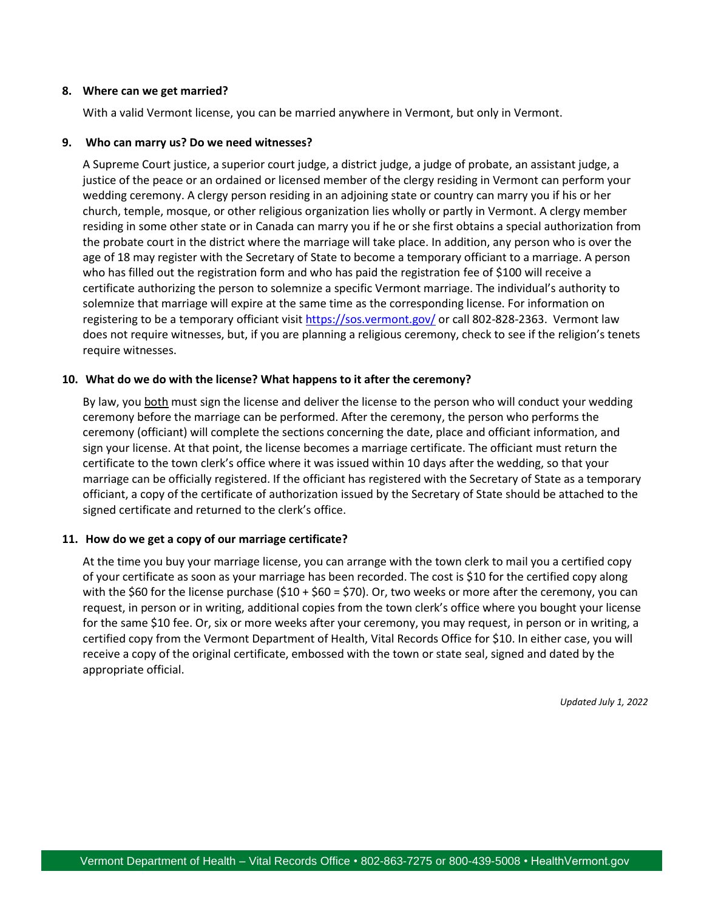**8. Where can we get married?**

With a valid Vermont license, you can be married anywhere in Vermont, but only in Vermont.

**9. Who can marry us? Do we need witnesses?**

A Supreme Court justice, a superior court judge, a district judge, a judge of probate, an assistant judge, a justice of the peace or an ordained or licensed member of the clergy residing in Vermont can perform your wedding ceremony. A clergy person residing in an adjoining state or country can marry you if his or her church, temple, mosque, or other religious organization lies wholly or partly in Vermont. A clergy member residing in some other state or in Canada can marry you if he or she first obtains a special authorization from the probate court in the district where the marriage will take place. In addition, any person who is over the age of 18 may register with the Secretary of State to become a temporary officiant to a marriage. A person who has filled out the registration form and who has paid the registration fee of $100 will receive a certificate authorizing the person to solemnize a specific Vermont marriage. The individual's authority to solemnize that marriage will expire at the same time as the corresponding license. For information on registering to be a temporary officiant visit [https://sos.vermont.gov/](https://sos.vermont.gov/) or call 802-828-2363. Vermont law does not require witnesses, but, if you are planning a religious ceremony, check to see if the religion's tenets require witnesses.

**10. What do we do with the license? What happens to it after the ceremony?**

By law, you <u>both</u> must sign the license and deliver the license to the person who will conduct your wedding ceremony before the marriage can be performed. After the ceremony, the person who performs the ceremony (officiant) will complete the sections concerning the date, place and officiant information, and sign your license. At that point, the license becomes a marriage certificate. The officiant must return the certificate to the town clerk's office where it was issued within 10 days after the wedding, so that your marriage can be officially registered. If the officiant has registered with the Secretary of State as a temporary officiant, a copy of the certificate of authorization issued by the Secretary of State should be attached to the signed certificate and returned to the clerk's office.

**11. How do we get a copy of our marriage certificate?**

At the time you buy your marriage license, you can arrange with the town clerk to mail you a certified copy of your certificate as soon as your marriage has been recorded. The cost is $10 for the certified copy along with the $60 for the license purchase ($10 + $60 = $70). Or, two weeks or more after the ceremony, you can request, in person or in writing, additional copies from the town clerk's office where you bought your license for the same $10 fee. Or, six or more weeks after your ceremony, you may request, in person or in writing, a certified copy from the Vermont Department of Health, Vital Records Office for $10. In either case, you will receive a copy of the original certificate, embossed with the town or state seal, signed and dated by the appropriate official.

*Updated July 1, 2022*